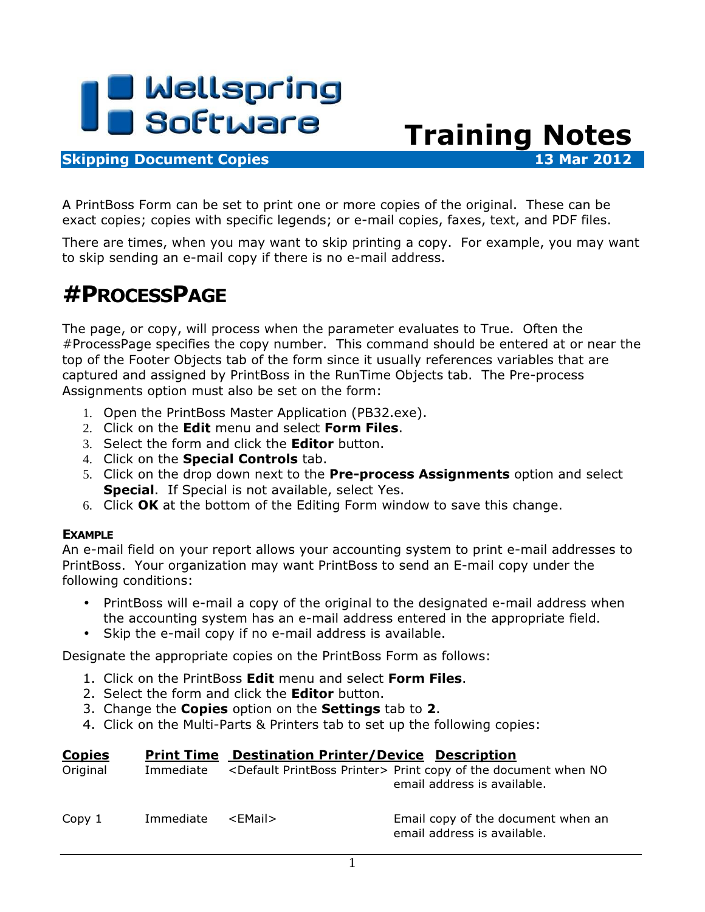Wellspring Software

# Training Notes

**Skipping Document Copies** **13 Mar 2012**

A PrintBoss Form can be set to print one or more copies of the original. These can be exact copies; copies with specific legends; or e-mail copies, faxes, text, and PDF files.

There are times, when you may want to skip printing a copy. For example, you may want to skip sending an e-mail copy if there is no e-mail address.

## #PROCESSPAGE

The page, or copy, will process when the parameter evaluates to True. Often the #ProcessPage specifies the copy number. This command should be entered at or near the top of the Footer Objects tab of the form since it usually references variables that are captured and assigned by PrintBoss in the RunTime Objects tab. The Pre-process Assignments option must also be set on the form:

1. Open the PrintBoss Master Application (PB32.exe).
2. Click on the **Edit** menu and select **Form Files**.
3. Select the form and click the **Editor** button.
4. Click on the **Special Controls** tab.
5. Click on the drop down next to the **Pre-process Assignments** option and select **Special**. If Special is not available, select Yes.
6. Click **OK** at the bottom of the Editing Form window to save this change.

### EXAMPLE

An e-mail field on your report allows your accounting system to print e-mail addresses to PrintBoss. Your organization may want PrintBoss to send an E-mail copy under the following conditions:

- PrintBoss will e-mail a copy of the original to the designated e-mail address when the accounting system has an e-mail address entered in the appropriate field.
- Skip the e-mail copy if no e-mail address is available.

Designate the appropriate copies on the PrintBoss Form as follows:

1. Click on the PrintBoss **Edit** menu and select **Form Files**.
2. Select the form and click the **Editor** button.
3. Change the **Copies** option on the **Settings** tab to **2**.
4. Click on the Multi-Parts & Printers tab to set up the following copies:

| Copies | Print Time | Destination Printer/Device | Description |
|---|---|---|---|
| Original | Immediate | <Default PrintBoss Printer> | Print copy of the document when NO email address is available. |
| Copy 1 | Immediate | <EMail> | Email copy of the document when an email address is available. |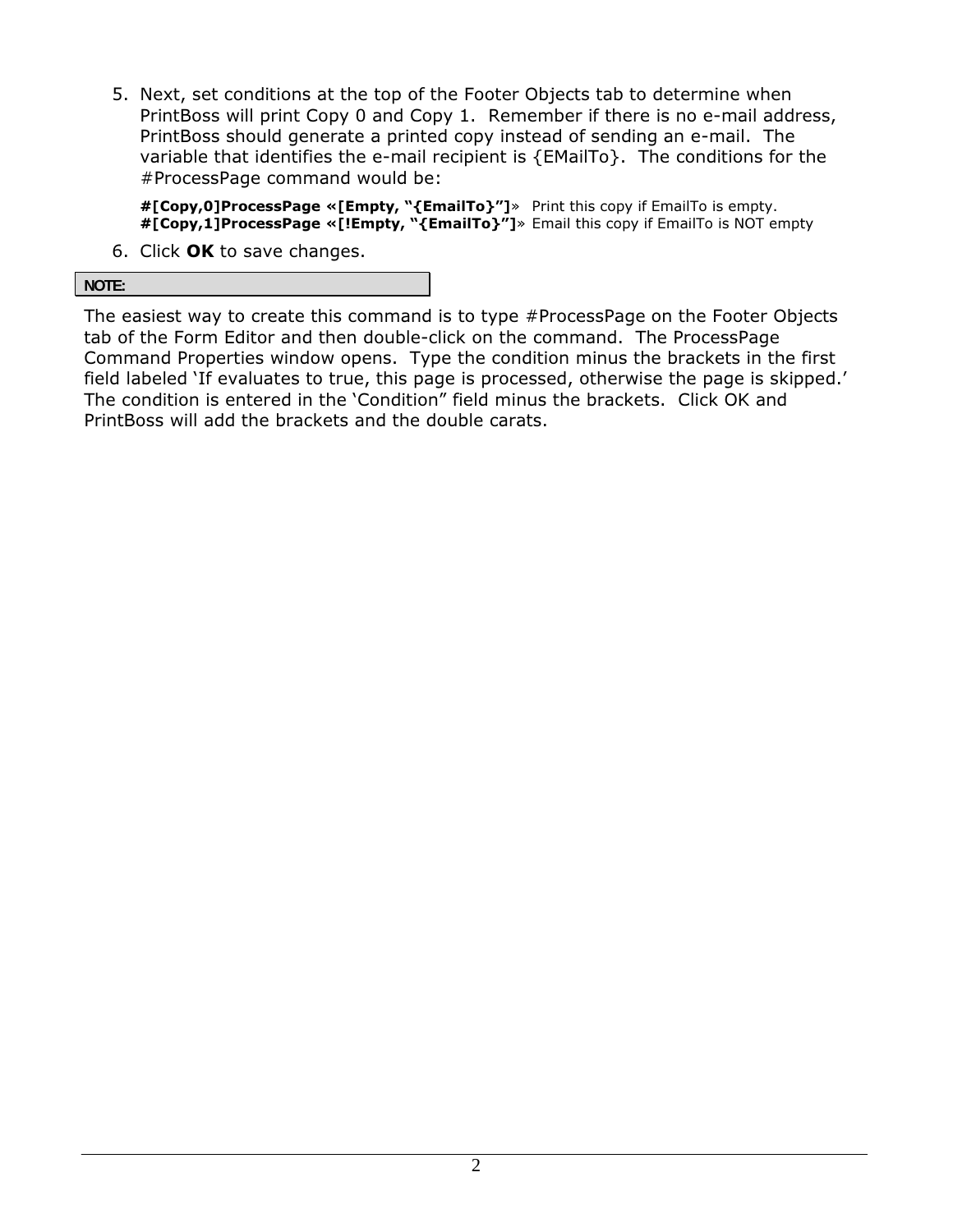5. Next, set conditions at the top of the Footer Objects tab to determine when PrintBoss will print Copy 0 and Copy 1. Remember if there is no e-mail address, PrintBoss should generate a printed copy instead of sending an e-mail. The variable that identifies the e-mail recipient is {EMailTo}. The conditions for the #ProcessPage command would be:

   **#[Copy,0]ProcessPage «[Empty, "{EmailTo}"]**» Print this copy if EmailTo is empty.
   **#[Copy,1]ProcessPage «[!Empty, "{EmailTo}"]**» Email this copy if EmailTo is NOT empty

6. Click **OK** to save changes.

**NOTE:**

The easiest way to create this command is to type #ProcessPage on the Footer Objects tab of the Form Editor and then double-click on the command. The ProcessPage Command Properties window opens. Type the condition minus the brackets in the first field labeled 'If evaluates to true, this page is processed, otherwise the page is skipped.' The condition is entered in the 'Condition" field minus the brackets. Click OK and PrintBoss will add the brackets and the double carats.